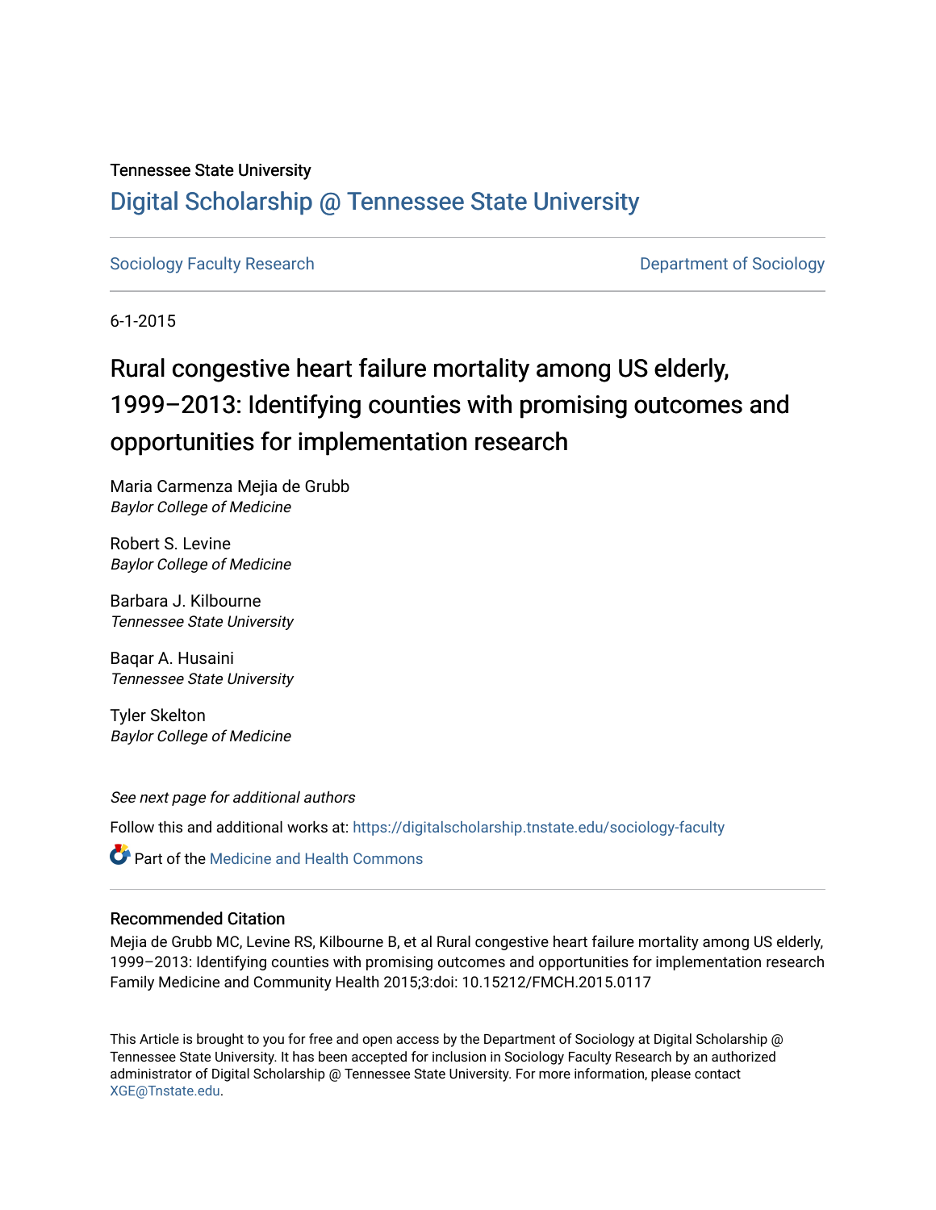Tennessee State University

# Digital Scholarship @ Tennessee State University

Sociology Faculty Research | Department of Sociology

6-1-2015

## Rural congestive heart failure mortality among US elderly, 1999–2013: Identifying counties with promising outcomes and opportunities for implementation research

Maria Carmenza Mejia de Grubb
*Baylor College of Medicine*

Robert S. Levine
*Baylor College of Medicine*

Barbara J. Kilbourne
*Tennessee State University*

Baqar A. Husaini
*Tennessee State University*

Tyler Skelton
*Baylor College of Medicine*

*See next page for additional authors*

Follow this and additional works at: https://digitalscholarship.tnstate.edu/sociology-faculty

Part of the Medicine and Health Commons

### Recommended Citation

Mejia de Grubb MC, Levine RS, Kilbourne B, et al Rural congestive heart failure mortality among US elderly, 1999–2013: Identifying counties with promising outcomes and opportunities for implementation research Family Medicine and Community Health 2015;3:doi: 10.15212/FMCH.2015.0117

This Article is brought to you for free and open access by the Department of Sociology at Digital Scholarship @ Tennessee State University. It has been accepted for inclusion in Sociology Faculty Research by an authorized administrator of Digital Scholarship @ Tennessee State University. For more information, please contact XGE@Tnstate.edu.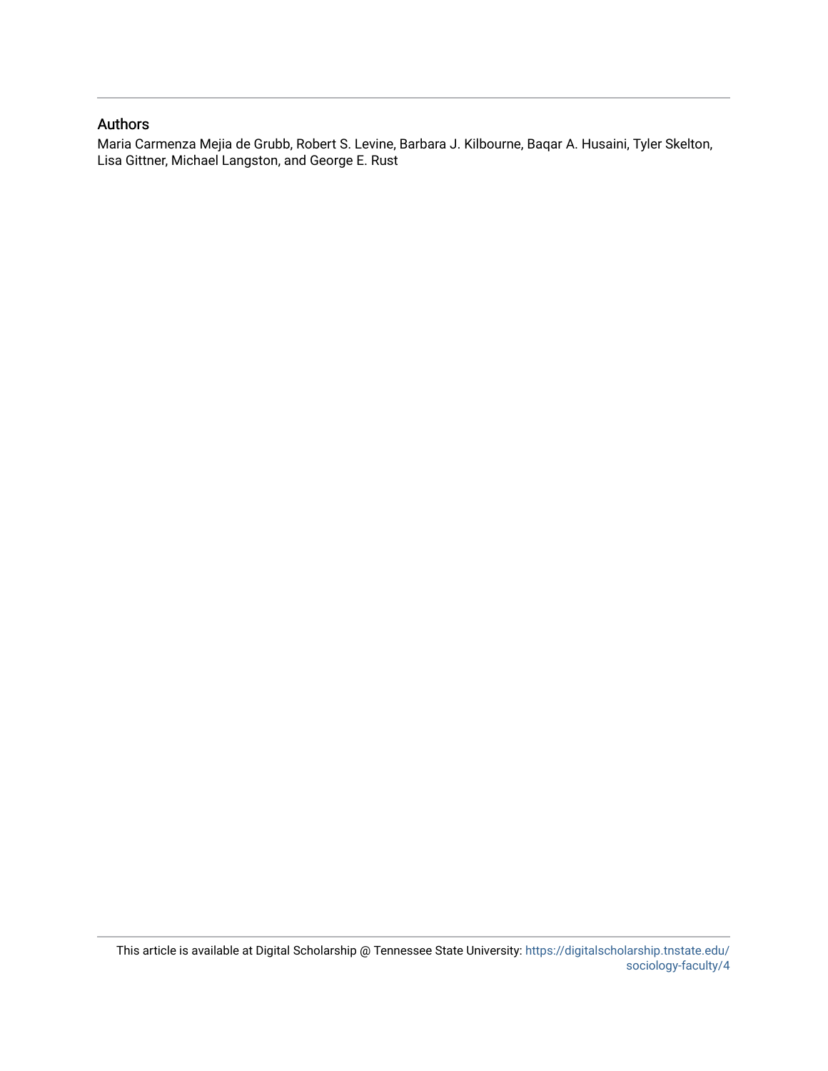## Authors

Maria Carmenza Mejia de Grubb, Robert S. Levine, Barbara J. Kilbourne, Baqar A. Husaini, Tyler Skelton, Lisa Gittner, Michael Langston, and George E. Rust

This article is available at Digital Scholarship @ Tennessee State University: https://digitalscholarship.tnstate.edu/sociology-faculty/4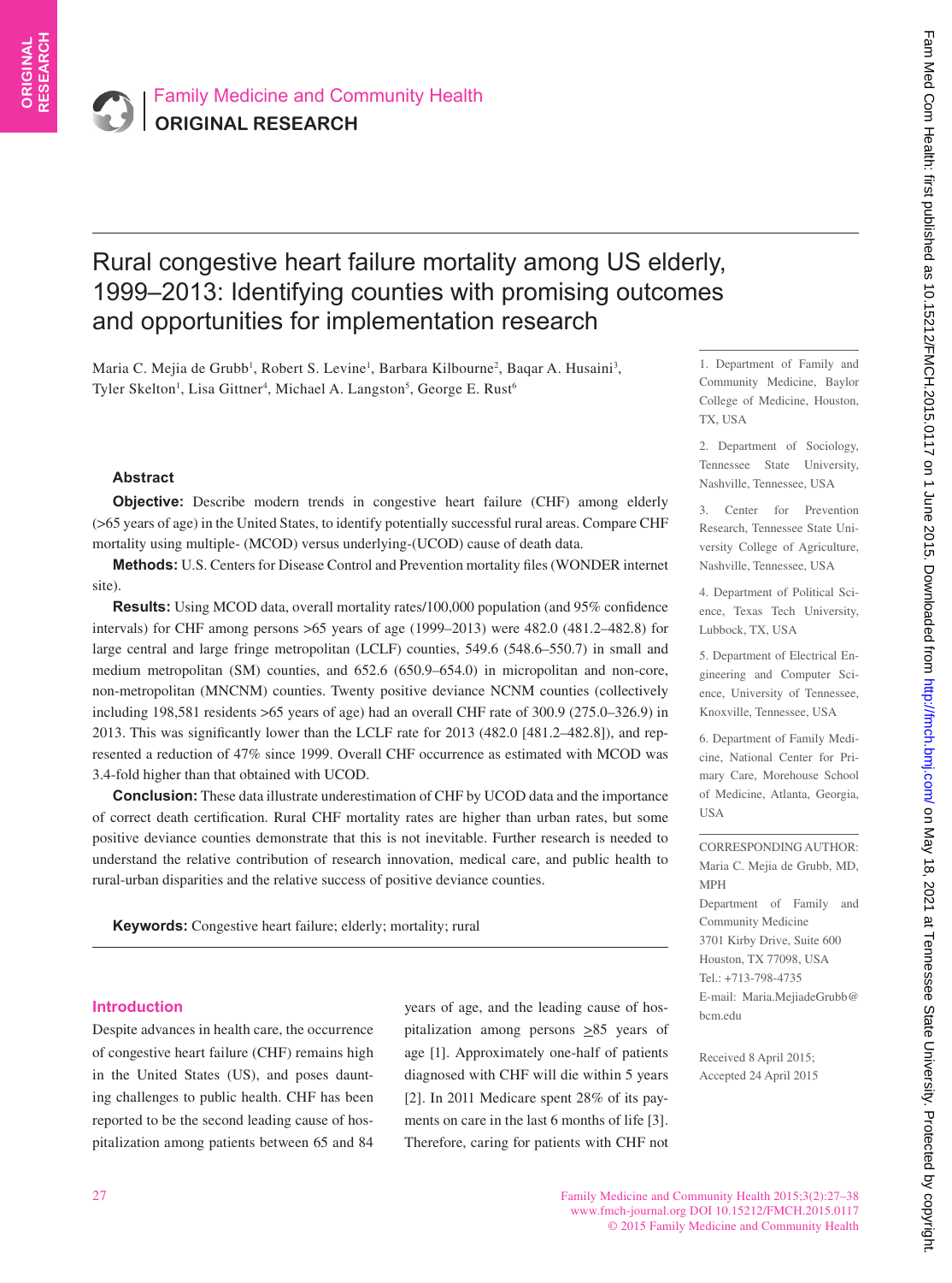ORIGINAL RESEARCH

# Rural congestive heart failure mortality among US elderly, 1999–2013: Identifying counties with promising outcomes and opportunities for implementation research

Maria C. Mejia de Grubb[1], Robert S. Levine[1], Barbara Kilbourne[2], Baqar A. Husaini[3], Tyler Skelton[1], Lisa Gittner[4], Michael A. Langston[5], George E. Rust[6]

1. Department of Family and Community Medicine, Baylor College of Medicine, Houston, TX, USA

2. Department of Sociology, Tennessee State University, Nashville, Tennessee, USA

3. Center for Prevention Research, Tennessee State University College of Agriculture, Nashville, Tennessee, USA

4. Department of Political Science, Texas Tech University, Lubbock, TX, USA

5. Department of Electrical Engineering and Computer Science, University of Tennessee, Knoxville, Tennessee, USA

6. Department of Family Medicine, National Center for Primary Care, Morehouse School of Medicine, Atlanta, Georgia, USA

CORRESPONDING AUTHOR: Maria C. Mejia de Grubb, MD, MPH
Department of Family and Community Medicine
3701 Kirby Drive, Suite 600
Houston, TX 77098, USA
Tel.: +713-798-4735
E-mail: Maria.MejiadeGrubb@bcm.edu

Received 8 April 2015; Accepted 24 April 2015

## Abstract

**Objective:** Describe modern trends in congestive heart failure (CHF) among elderly (>65 years of age) in the United States, to identify potentially successful rural areas. Compare CHF mortality using multiple- (MCOD) versus underlying-(UCOD) cause of death data.

**Methods:** U.S. Centers for Disease Control and Prevention mortality files (WONDER internet site).

**Results:** Using MCOD data, overall mortality rates/100,000 population (and 95% confidence intervals) for CHF among persons >65 years of age (1999–2013) were 482.0 (481.2–482.8) for large central and large fringe metropolitan (LCLF) counties, 549.6 (548.6–550.7) in small and medium metropolitan (SM) counties, and 652.6 (650.9–654.0) in micropolitan and non-core, non-metropolitan (MNCNM) counties. Twenty positive deviance NCNM counties (collectively including 198,581 residents >65 years of age) had an overall CHF rate of 300.9 (275.0–326.9) in 2013. This was significantly lower than the LCLF rate for 2013 (482.0 [481.2–482.8]), and represented a reduction of 47% since 1999. Overall CHF occurrence as estimated with MCOD was 3.4-fold higher than that obtained with UCOD.

**Conclusion:** These data illustrate underestimation of CHF by UCOD data and the importance of correct death certification. Rural CHF mortality rates are higher than urban rates, but some positive deviance counties demonstrate that this is not inevitable. Further research is needed to understand the relative contribution of research innovation, medical care, and public health to rural-urban disparities and the relative success of positive deviance counties.

**Keywords:** Congestive heart failure; elderly; mortality; rural

## Introduction

Despite advances in health care, the occurrence of congestive heart failure (CHF) remains high in the United States (US), and poses daunting challenges to public health. CHF has been reported to be the second leading cause of hospitalization among patients between 65 and 84 years of age, and the leading cause of hospitalization among persons ≥85 years of age [1]. Approximately one-half of patients diagnosed with CHF will die within 5 years [2]. In 2011 Medicare spent 28% of its payments on care in the last 6 months of life [3]. Therefore, caring for patients with CHF not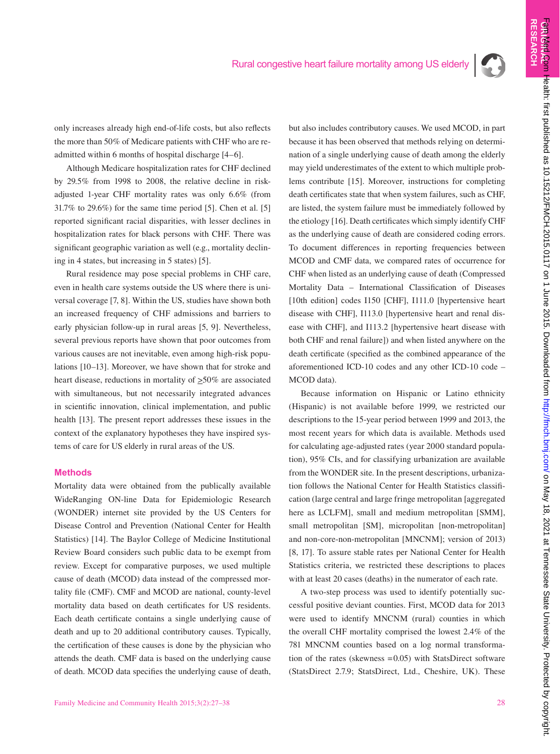only increases already high end-of-life costs, but also reflects the more than 50% of Medicare patients with CHF who are re-admitted within 6 months of hospital discharge [4–6].

Although Medicare hospitalization rates for CHF declined by 29.5% from 1998 to 2008, the relative decline in risk-adjusted 1-year CHF mortality rates was only 6.6% (from 31.7% to 29.6%) for the same time period [5]. Chen et al. [5] reported significant racial disparities, with lesser declines in hospitalization rates for black persons with CHF. There was significant geographic variation as well (e.g., mortality declining in 4 states, but increasing in 5 states) [5].

Rural residence may pose special problems in CHF care, even in health care systems outside the US where there is universal coverage [7, 8]. Within the US, studies have shown both an increased frequency of CHF admissions and barriers to early physician follow-up in rural areas [5, 9]. Nevertheless, several previous reports have shown that poor outcomes from various causes are not inevitable, even among high-risk populations [10–13]. Moreover, we have shown that for stroke and heart disease, reductions in mortality of ≥50% are associated with simultaneous, but not necessarily integrated advances in scientific innovation, clinical implementation, and public health [13]. The present report addresses these issues in the context of the explanatory hypotheses they have inspired systems of care for US elderly in rural areas of the US.

## Methods

Mortality data were obtained from the publically available WideRanging ON-line Data for Epidemiologic Research (WONDER) internet site provided by the US Centers for Disease Control and Prevention (National Center for Health Statistics) [14]. The Baylor College of Medicine Institutional Review Board considers such public data to be exempt from review. Except for comparative purposes, we used multiple cause of death (MCOD) data instead of the compressed mortality file (CMF). CMF and MCOD are national, county-level mortality data based on death certificates for US residents. Each death certificate contains a single underlying cause of death and up to 20 additional contributory causes. Typically, the certification of these causes is done by the physician who attends the death. CMF data is based on the underlying cause of death. MCOD data specifies the underlying cause of death, but also includes contributory causes. We used MCOD, in part because it has been observed that methods relying on determination of a single underlying cause of death among the elderly may yield underestimates of the extent to which multiple problems contribute [15]. Moreover, instructions for completing death certificates state that when system failures, such as CHF, are listed, the system failure must be immediately followed by the etiology [16]. Death certificates which simply identify CHF as the underlying cause of death are considered coding errors. To document differences in reporting frequencies between MCOD and CMF data, we compared rates of occurrence for CHF when listed as an underlying cause of death (Compressed Mortality Data – International Classification of Diseases [10th edition] codes I150 [CHF], I111.0 [hypertensive heart disease with CHF], I113.0 [hypertensive heart and renal disease with CHF], and I113.2 [hypertensive heart disease with both CHF and renal failure]) and when listed anywhere on the death certificate (specified as the combined appearance of the aforementioned ICD-10 codes and any other ICD-10 code – MCOD data).

Because information on Hispanic or Latino ethnicity (Hispanic) is not available before 1999, we restricted our descriptions to the 15-year period between 1999 and 2013, the most recent years for which data is available. Methods used for calculating age-adjusted rates (year 2000 standard population), 95% CIs, and for classifying urbanization are available from the WONDER site. In the present descriptions, urbanization follows the National Center for Health Statistics classification (large central and large fringe metropolitan [aggregated here as LCLFM], small and medium metropolitan [SMM], small metropolitan [SM], micropolitan [non-metropolitan] and non-core-non-metropolitan [MNCNM]; version of 2013) [8, 17]. To assure stable rates per National Center for Health Statistics criteria, we restricted these descriptions to places with at least 20 cases (deaths) in the numerator of each rate.

A two-step process was used to identify potentially successful positive deviant counties. First, MCOD data for 2013 were used to identify MNCNM (rural) counties in which the overall CHF mortality comprised the lowest 2.4% of the 781 MNCNM counties based on a log normal transformation of the rates (skewness =0.05) with StatsDirect software (StatsDirect 2.7.9; StatsDirect, Ltd., Cheshire, UK). These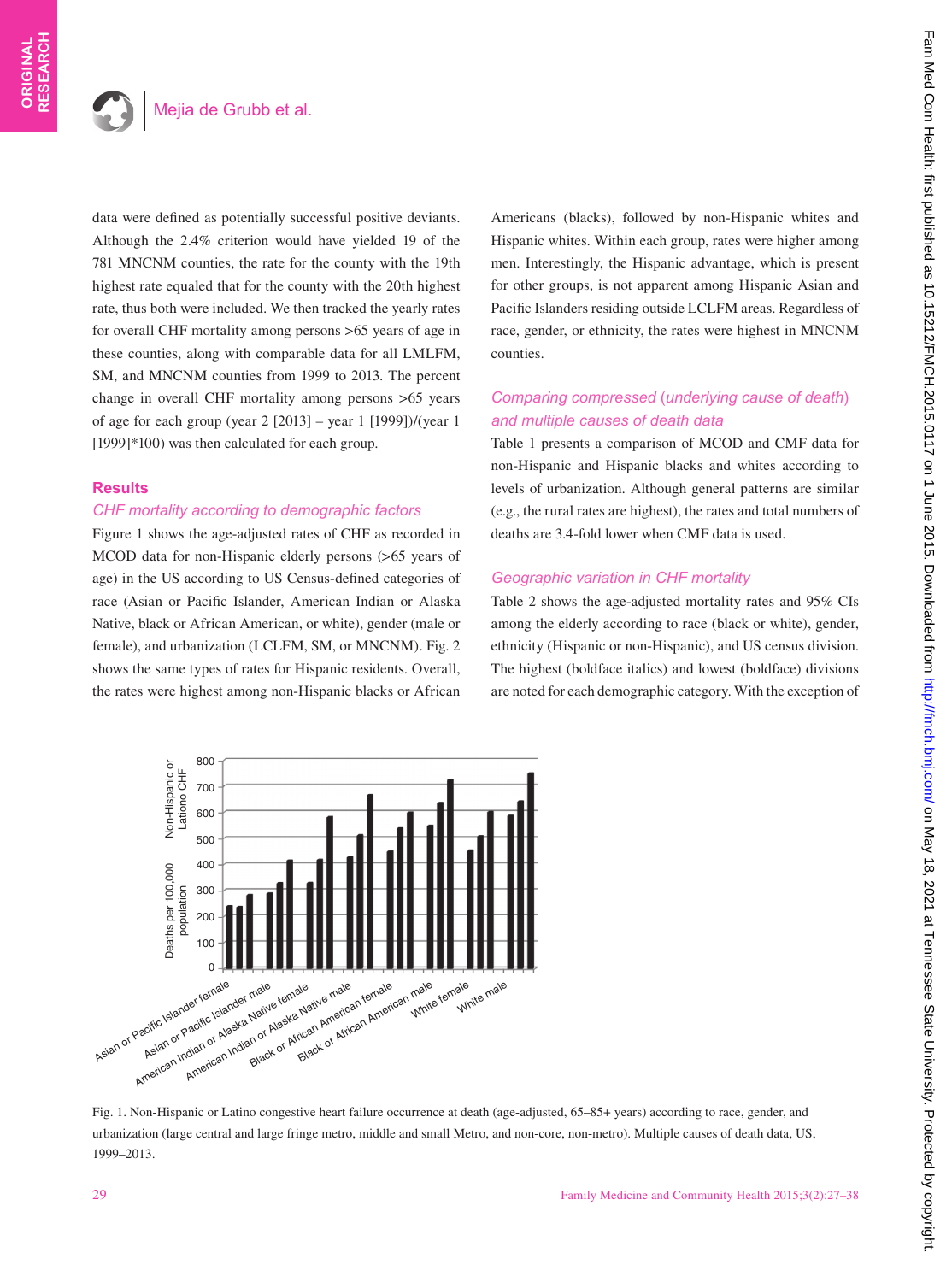data were defined as potentially successful positive deviants. Although the 2.4% criterion would have yielded 19 of the 781 MNCNM counties, the rate for the county with the 19th highest rate equaled that for the county with the 20th highest rate, thus both were included. We then tracked the yearly rates for overall CHF mortality among persons >65 years of age in these counties, along with comparable data for all LMLFM, SM, and MNCNM counties from 1999 to 2013. The percent change in overall CHF mortality among persons >65 years of age for each group (year 2 [2013] – year 1 [1999])/(year 1 [1999]*100) was then calculated for each group.

## Results

### CHF mortality according to demographic factors

Figure 1 shows the age-adjusted rates of CHF as recorded in MCOD data for non-Hispanic elderly persons (>65 years of age) in the US according to US Census-defined categories of race (Asian or Pacific Islander, American Indian or Alaska Native, black or African American, or white), gender (male or female), and urbanization (LCLFM, SM, or MNCNM). Fig. 2 shows the same types of rates for Hispanic residents. Overall, the rates were highest among non-Hispanic blacks or African Americans (blacks), followed by non-Hispanic whites and Hispanic whites. Within each group, rates were higher among men. Interestingly, the Hispanic advantage, which is present for other groups, is not apparent among Hispanic Asian and Pacific Islanders residing outside LCLFM areas. Regardless of race, gender, or ethnicity, the rates were highest in MNCNM counties.

### Comparing compressed (underlying cause of death) and multiple causes of death data

Table 1 presents a comparison of MCOD and CMF data for non-Hispanic and Hispanic blacks and whites according to levels of urbanization. Although general patterns are similar (e.g., the rural rates are highest), the rates and total numbers of deaths are 3.4-fold lower when CMF data is used.

### Geographic variation in CHF mortality

Table 2 shows the age-adjusted mortality rates and 95% CIs among the elderly according to race (black or white), gender, ethnicity (Hispanic or non-Hispanic), and US census division. The highest (boldface italics) and lowest (boldface) divisions are noted for each demographic category. With the exception of

Fig. 1. Non-Hispanic or Latino congestive heart failure occurrence at death (age-adjusted, 65–85+ years) according to race, gender, and urbanization (large central and large fringe metro, middle and small Metro, and non-core, non-metro). Multiple causes of death data, US, 1999–2013.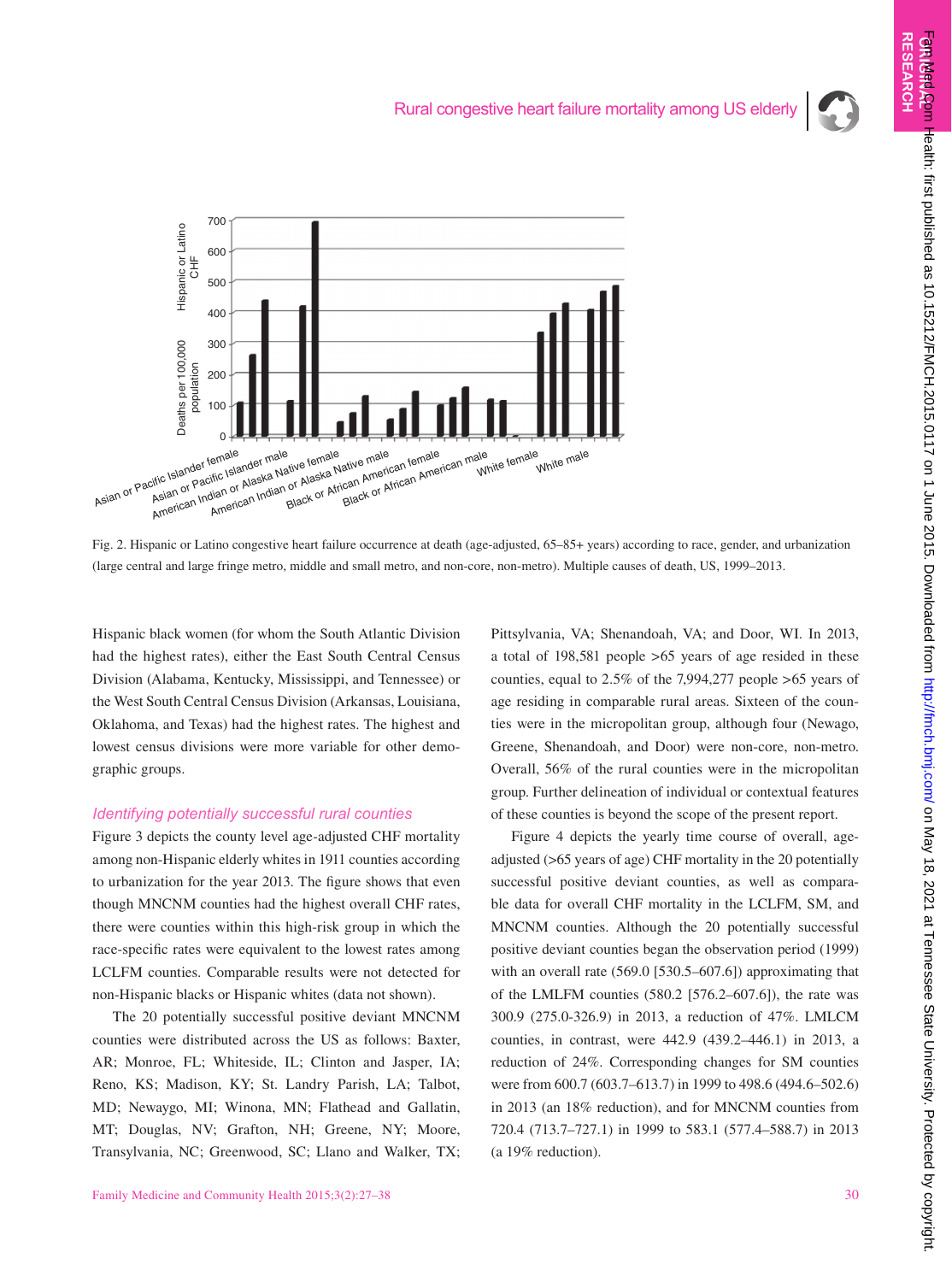Fig. 2. Hispanic or Latino congestive heart failure occurrence at death (age-adjusted, 65–85+ years) according to race, gender, and urbanization (large central and large fringe metro, middle and small metro, and non-core, non-metro). Multiple causes of death, US, 1999–2013.

Hispanic black women (for whom the South Atlantic Division had the highest rates), either the East South Central Census Division (Alabama, Kentucky, Mississippi, and Tennessee) or the West South Central Census Division (Arkansas, Louisiana, Oklahoma, and Texas) had the highest rates. The highest and lowest census divisions were more variable for other demographic groups.

### *Identifying potentially successful rural counties*

Figure 3 depicts the county level age-adjusted CHF mortality among non-Hispanic elderly whites in 1911 counties according to urbanization for the year 2013. The figure shows that even though MNCNM counties had the highest overall CHF rates, there were counties within this high-risk group in which the race-specific rates were equivalent to the lowest rates among LCLFM counties. Comparable results were not detected for non-Hispanic blacks or Hispanic whites (data not shown).

The 20 potentially successful positive deviant MNCNM counties were distributed across the US as follows: Baxter, AR; Monroe, FL; Whiteside, IL; Clinton and Jasper, IA; Reno, KS; Madison, KY; St. Landry Parish, LA; Talbot, MD; Newaygo, MI; Winona, MN; Flathead and Gallatin, MT; Douglas, NV; Grafton, NH; Greene, NY; Moore, Transylvania, NC; Greenwood, SC; Llano and Walker, TX; Pittsylvania, VA; Shenandoah, VA; and Door, WI. In 2013, a total of 198,581 people >65 years of age resided in these counties, equal to 2.5% of the 7,994,277 people >65 years of age residing in comparable rural areas. Sixteen of the counties were in the micropolitan group, although four (Newago, Greene, Shenandoah, and Door) were non-core, non-metro. Overall, 56% of the rural counties were in the micropolitan group. Further delineation of individual or contextual features of these counties is beyond the scope of the present report.

Figure 4 depicts the yearly time course of overall, age-adjusted (>65 years of age) CHF mortality in the 20 potentially successful positive deviant counties, as well as comparable data for overall CHF mortality in the LCLFM, SM, and MNCNM counties. Although the 20 potentially successful positive deviant counties began the observation period (1999) with an overall rate (569.0 [530.5–607.6]) approximating that of the LMLFM counties (580.2 [576.2–607.6]), the rate was 300.9 (275.0-326.9) in 2013, a reduction of 47%. LMLCM counties, in contrast, were 442.9 (439.2–446.1) in 2013, a reduction of 24%. Corresponding changes for SM counties were from 600.7 (603.7–613.7) in 1999 to 498.6 (494.6–502.6) in 2013 (an 18% reduction), and for MNCNM counties from 720.4 (713.7–727.1) in 1999 to 583.1 (577.4–588.7) in 2013 (a 19% reduction).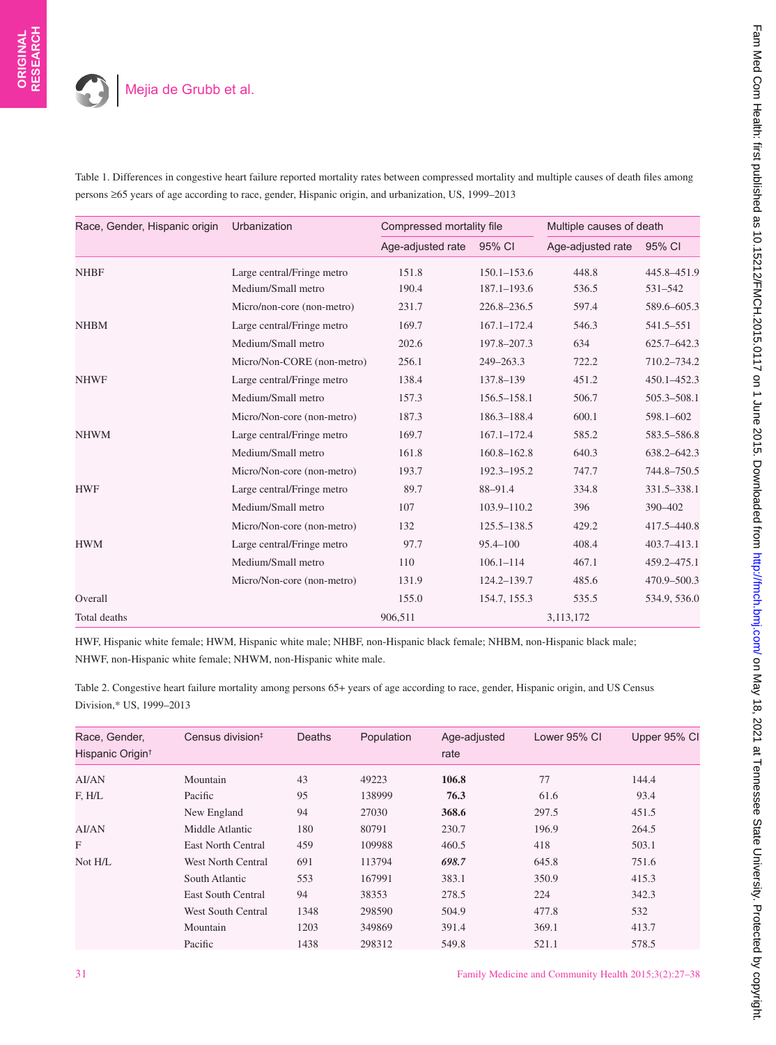Table 1. Differences in congestive heart failure reported mortality rates between compressed mortality and multiple causes of death files among persons ≥65 years of age according to race, gender, Hispanic origin, and urbanization, US, 1999–2013

| Race, Gender, Hispanic origin | Urbanization | Compressed mortality file | | Multiple causes of death | |
|---|---|---|---|---|---|
| | | Age-adjusted rate | 95% CI | Age-adjusted rate | 95% CI |
| NHBF | Large central/Fringe metro | 151.8 | 150.1–153.6 | 448.8 | 445.8–451.9 |
| | Medium/Small metro | 190.4 | 187.1–193.6 | 536.5 | 531–542 |
| | Micro/non-core (non-metro) | 231.7 | 226.8–236.5 | 597.4 | 589.6–605.3 |
| NHBM | Large central/Fringe metro | 169.7 | 167.1–172.4 | 546.3 | 541.5–551 |
| | Medium/Small metro | 202.6 | 197.8–207.3 | 634 | 625.7–642.3 |
| | Micro/Non-CORE (non-metro) | 256.1 | 249–263.3 | 722.2 | 710.2–734.2 |
| NHWF | Large central/Fringe metro | 138.4 | 137.8–139 | 451.2 | 450.1–452.3 |
| | Medium/Small metro | 157.3 | 156.5–158.1 | 506.7 | 505.3–508.1 |
| | Micro/Non-core (non-metro) | 187.3 | 186.3–188.4 | 600.1 | 598.1–602 |
| NHWM | Large central/Fringe metro | 169.7 | 167.1–172.4 | 585.2 | 583.5–586.8 |
| | Medium/Small metro | 161.8 | 160.8–162.8 | 640.3 | 638.2–642.3 |
| | Micro/Non-core (non-metro) | 193.7 | 192.3–195.2 | 747.7 | 744.8–750.5 |
| HWF | Large central/Fringe metro | 89.7 | 88–91.4 | 334.8 | 331.5–338.1 |
| | Medium/Small metro | 107 | 103.9–110.2 | 396 | 390–402 |
| | Micro/Non-core (non-metro) | 132 | 125.5–138.5 | 429.2 | 417.5–440.8 |
| HWM | Large central/Fringe metro | 97.7 | 95.4–100 | 408.4 | 403.7–413.1 |
| | Medium/Small metro | 110 | 106.1–114 | 467.1 | 459.2–475.1 |
| | Micro/Non-core (non-metro) | 131.9 | 124.2–139.7 | 485.6 | 470.9–500.3 |
| Overall | | 155.0 | 154.7, 155.3 | 535.5 | 534.9, 536.0 |
| Total deaths | | 906,511 | | 3,113,172 | |

HWF, Hispanic white female; HWM, Hispanic white male; NHBF, non-Hispanic black female; NHBM, non-Hispanic black male; NHWF, non-Hispanic white female; NHWM, non-Hispanic white male.

Table 2. Congestive heart failure mortality among persons 65+ years of age according to race, gender, Hispanic origin, and US Census Division,* US, 1999–2013

| Race, Gender, Hispanic Origin† | Census division‡ | Deaths | Population | Age-adjusted rate | Lower 95% CI | Upper 95% CI |
|---|---|---|---|---|---|---|
| AI/AN | Mountain | 43 | 49223 | **106.8** | 77 | 144.4 |
| F, H/L | Pacific | 95 | 138999 | **76.3** | 61.6 | 93.4 |
| | New England | 94 | 27030 | **368.6** | 297.5 | 451.5 |
| AI/AN | Middle Atlantic | 180 | 80791 | 230.7 | 196.9 | 264.5 |
| F | East North Central | 459 | 109988 | 460.5 | 418 | 503.1 |
| Not H/L | West North Central | 691 | 113794 | ***698.7*** | 645.8 | 751.6 |
| | South Atlantic | 553 | 167991 | 383.1 | 350.9 | 415.3 |
| | East South Central | 94 | 38353 | 278.5 | 224 | 342.3 |
| | West South Central | 1348 | 298590 | 504.9 | 477.8 | 532 |
| | Mountain | 1203 | 349869 | 391.4 | 369.1 | 413.7 |
| | Pacific | 1438 | 298312 | 549.8 | 521.1 | 578.5 |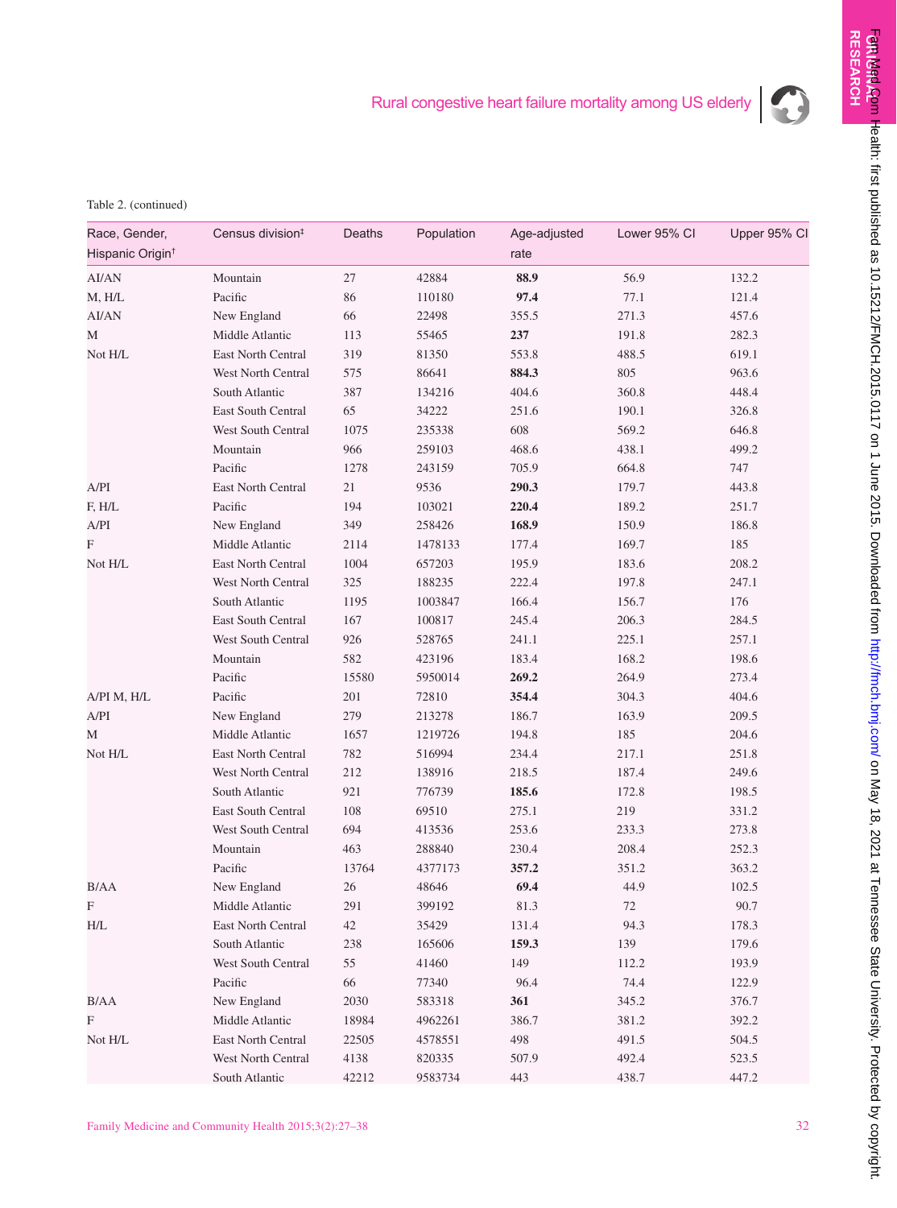Table 2. (continued)

| Race, Gender, Hispanic Origin[†] | Census division[‡] | Deaths | Population | Age-adjusted rate | Lower 95% CI | Upper 95% CI |
|---|---|---|---|---|---|---|
| AI/AN | Mountain | 27 | 42884 | **88.9** | 56.9 | 132.2 |
| M, H/L | Pacific | 86 | 110180 | **97.4** | 77.1 | 121.4 |
| AI/AN | New England | 66 | 22498 | 355.5 | 271.3 | 457.6 |
| M | Middle Atlantic | 113 | 55465 | **237** | 191.8 | 282.3 |
| Not H/L | East North Central | 319 | 81350 | 553.8 | 488.5 | 619.1 |
| | West North Central | 575 | 86641 | **884.3** | 805 | 963.6 |
| | South Atlantic | 387 | 134216 | 404.6 | 360.8 | 448.4 |
| | East South Central | 65 | 34222 | 251.6 | 190.1 | 326.8 |
| | West South Central | 1075 | 235338 | 608 | 569.2 | 646.8 |
| | Mountain | 966 | 259103 | 468.6 | 438.1 | 499.2 |
| | Pacific | 1278 | 243159 | 705.9 | 664.8 | 747 |
| A/PI | East North Central | 21 | 9536 | **290.3** | 179.7 | 443.8 |
| F, H/L | Pacific | 194 | 103021 | **220.4** | 189.2 | 251.7 |
| A/PI | New England | 349 | 258426 | **168.9** | 150.9 | 186.8 |
| F | Middle Atlantic | 2114 | 1478133 | 177.4 | 169.7 | 185 |
| Not H/L | East North Central | 1004 | 657203 | 195.9 | 183.6 | 208.2 |
| | West North Central | 325 | 188235 | 222.4 | 197.8 | 247.1 |
| | South Atlantic | 1195 | 1003847 | 166.4 | 156.7 | 176 |
| | East South Central | 167 | 100817 | 245.4 | 206.3 | 284.5 |
| | West South Central | 926 | 528765 | 241.1 | 225.1 | 257.1 |
| | Mountain | 582 | 423196 | 183.4 | 168.2 | 198.6 |
| | Pacific | 15580 | 5950014 | **269.2** | 264.9 | 273.4 |
| A/PI M, H/L | Pacific | 201 | 72810 | **354.4** | 304.3 | 404.6 |
| A/PI | New England | 279 | 213278 | 186.7 | 163.9 | 209.5 |
| M | Middle Atlantic | 1657 | 1219726 | 194.8 | 185 | 204.6 |
| Not H/L | East North Central | 782 | 516994 | 234.4 | 217.1 | 251.8 |
| | West North Central | 212 | 138916 | 218.5 | 187.4 | 249.6 |
| | South Atlantic | 921 | 776739 | **185.6** | 172.8 | 198.5 |
| | East South Central | 108 | 69510 | 275.1 | 219 | 331.2 |
| | West South Central | 694 | 413536 | 253.6 | 233.3 | 273.8 |
| | Mountain | 463 | 288840 | 230.4 | 208.4 | 252.3 |
| | Pacific | 13764 | 4377173 | **357.2** | 351.2 | 363.2 |
| B/AA | New England | 26 | 48646 | **69.4** | 44.9 | 102.5 |
| F | Middle Atlantic | 291 | 399192 | 81.3 | 72 | 90.7 |
| H/L | East North Central | 42 | 35429 | 131.4 | 94.3 | 178.3 |
| | South Atlantic | 238 | 165606 | **159.3** | 139 | 179.6 |
| | West South Central | 55 | 41460 | 149 | 112.2 | 193.9 |
| | Pacific | 66 | 77340 | 96.4 | 74.4 | 122.9 |
| B/AA | New England | 2030 | 583318 | **361** | 345.2 | 376.7 |
| F | Middle Atlantic | 18984 | 4962261 | 386.7 | 381.2 | 392.2 |
| Not H/L | East North Central | 22505 | 4578551 | 498 | 491.5 | 504.5 |
| | West North Central | 4138 | 820335 | 507.9 | 492.4 | 523.5 |
| | South Atlantic | 42212 | 9583734 | 443 | 438.7 | 447.2 |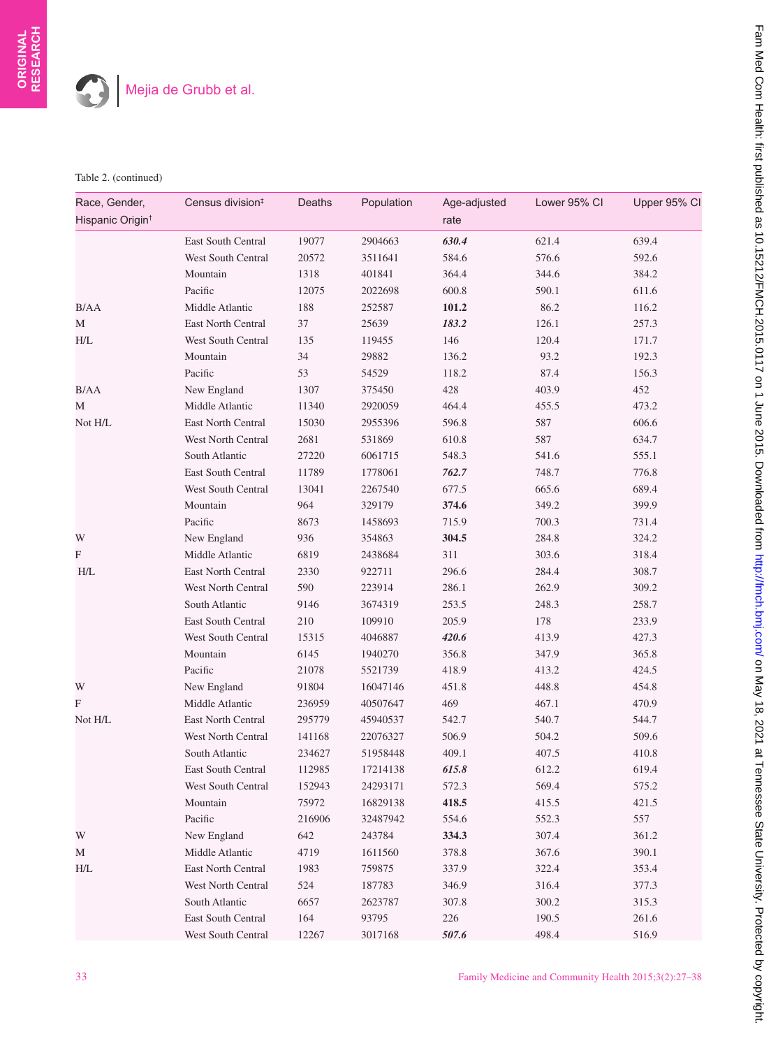Table 2. (continued)

| Race, Gender, Hispanic Origin[†] | Census division[‡] | Deaths | Population | Age-adjusted rate | Lower 95% CI | Upper 95% CI |
|---|---|---|---|---|---|---|
| | East South Central | 19077 | 2904663 | ***630.4*** | 621.4 | 639.4 |
| | West South Central | 20572 | 3511641 | 584.6 | 576.6 | 592.6 |
| | Mountain | 1318 | 401841 | 364.4 | 344.6 | 384.2 |
| | Pacific | 12075 | 2022698 | 600.8 | 590.1 | 611.6 |
| B/AA | Middle Atlantic | 188 | 252587 | **101.2** | 86.2 | 116.2 |
| M | East North Central | 37 | 25639 | ***183.2*** | 126.1 | 257.3 |
| H/L | West South Central | 135 | 119455 | 146 | 120.4 | 171.7 |
| | Mountain | 34 | 29882 | 136.2 | 93.2 | 192.3 |
| | Pacific | 53 | 54529 | 118.2 | 87.4 | 156.3 |
| B/AA | New England | 1307 | 375450 | 428 | 403.9 | 452 |
| M | Middle Atlantic | 11340 | 2920059 | 464.4 | 455.5 | 473.2 |
| Not H/L | East North Central | 15030 | 2955396 | 596.8 | 587 | 606.6 |
| | West North Central | 2681 | 531869 | 610.8 | 587 | 634.7 |
| | South Atlantic | 27220 | 6061715 | 548.3 | 541.6 | 555.1 |
| | East South Central | 11789 | 1778061 | ***762.7*** | 748.7 | 776.8 |
| | West South Central | 13041 | 2267540 | 677.5 | 665.6 | 689.4 |
| | Mountain | 964 | 329179 | **374.6** | 349.2 | 399.9 |
| | Pacific | 8673 | 1458693 | 715.9 | 700.3 | 731.4 |
| W | New England | 936 | 354863 | **304.5** | 284.8 | 324.2 |
| F | Middle Atlantic | 6819 | 2438684 | 311 | 303.6 | 318.4 |
| H/L | East North Central | 2330 | 922711 | 296.6 | 284.4 | 308.7 |
| | West North Central | 590 | 223914 | 286.1 | 262.9 | 309.2 |
| | South Atlantic | 9146 | 3674319 | 253.5 | 248.3 | 258.7 |
| | East South Central | 210 | 109910 | 205.9 | 178 | 233.9 |
| | West South Central | 15315 | 4046887 | ***420.6*** | 413.9 | 427.3 |
| | Mountain | 6145 | 1940270 | 356.8 | 347.9 | 365.8 |
| | Pacific | 21078 | 5521739 | 418.9 | 413.2 | 424.5 |
| W | New England | 91804 | 16047146 | 451.8 | 448.8 | 454.8 |
| F | Middle Atlantic | 236959 | 40507647 | 469 | 467.1 | 470.9 |
| Not H/L | East North Central | 295779 | 45940537 | 542.7 | 540.7 | 544.7 |
| | West North Central | 141168 | 22076327 | 506.9 | 504.2 | 509.6 |
| | South Atlantic | 234627 | 51958448 | 409.1 | 407.5 | 410.8 |
| | East South Central | 112985 | 17214138 | ***615.8*** | 612.2 | 619.4 |
| | West South Central | 152943 | 24293171 | 572.3 | 569.4 | 575.2 |
| | Mountain | 75972 | 16829138 | **418.5** | 415.5 | 421.5 |
| | Pacific | 216906 | 32487942 | 554.6 | 552.3 | 557 |
| W | New England | 642 | 243784 | **334.3** | 307.4 | 361.2 |
| M | Middle Atlantic | 4719 | 1611560 | 378.8 | 367.6 | 390.1 |
| H/L | East North Central | 1983 | 759875 | 337.9 | 322.4 | 353.4 |
| | West North Central | 524 | 187783 | 346.9 | 316.4 | 377.3 |
| | South Atlantic | 6657 | 2623787 | 307.8 | 300.2 | 315.3 |
| | East South Central | 164 | 93795 | 226 | 190.5 | 261.6 |
| | West South Central | 12267 | 3017168 | ***507.6*** | 498.4 | 516.9 |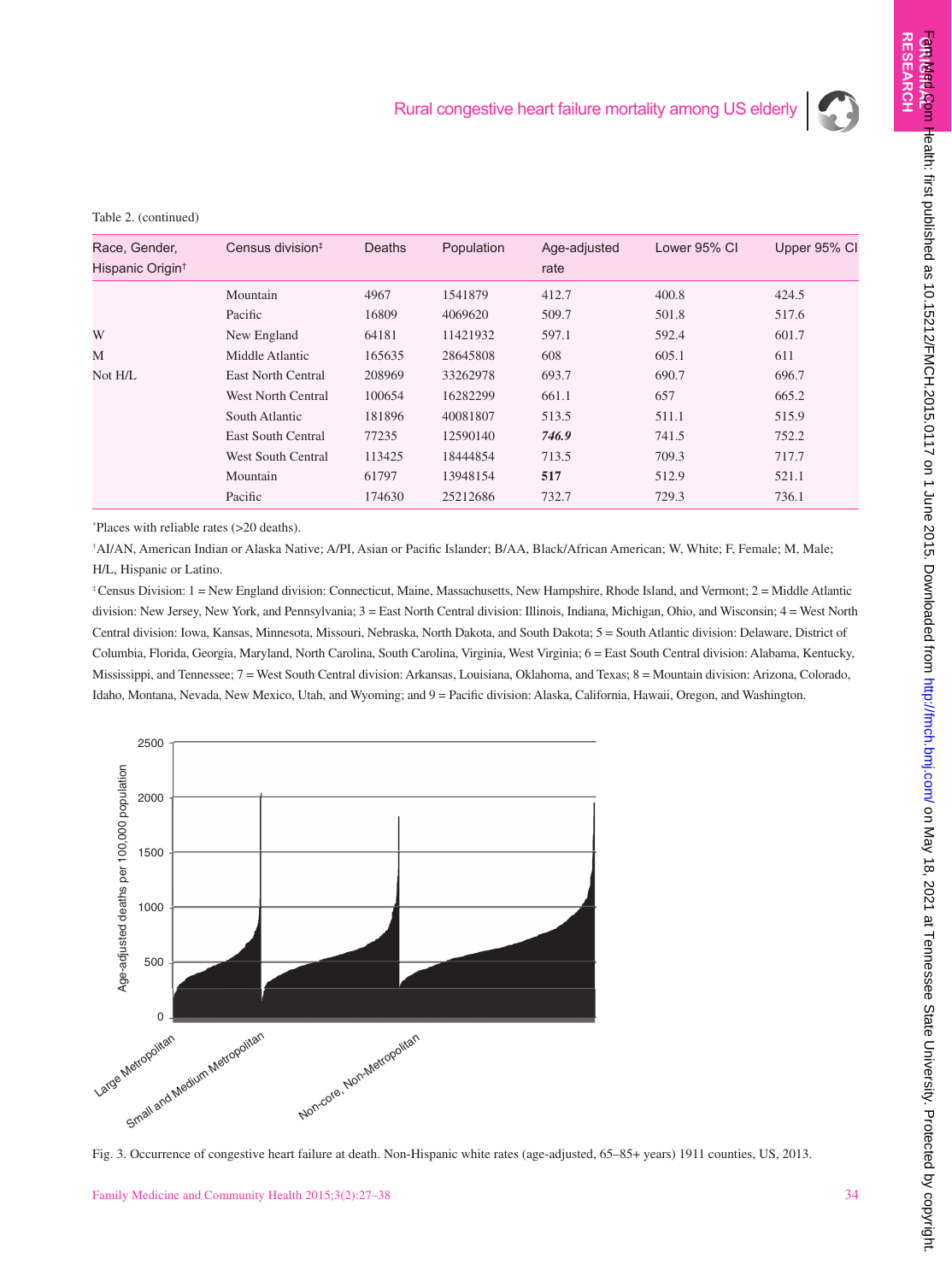Table 2. (continued)

| Race, Gender, Hispanic Origin[†] | Census division[‡] | Deaths | Population | Age-adjusted rate | Lower 95% CI | Upper 95% CI |
|---|---|---|---|---|---|---|
| | Mountain | 4967 | 1541879 | 412.7 | 400.8 | 424.5 |
| | Pacific | 16809 | 4069620 | 509.7 | 501.8 | 517.6 |
| W | New England | 64181 | 11421932 | 597.1 | 592.4 | 601.7 |
| M | Middle Atlantic | 165635 | 28645808 | 608 | 605.1 | 611 |
| Not H/L | East North Central | 208969 | 33262978 | 693.7 | 690.7 | 696.7 |
| | West North Central | 100654 | 16282299 | 661.1 | 657 | 665.2 |
| | South Atlantic | 181896 | 40081807 | 513.5 | 511.1 | 515.9 |
| | East South Central | 77235 | 12590140 | ***746.9*** | 741.5 | 752.2 |
| | West South Central | 113425 | 18444854 | 713.5 | 709.3 | 717.7 |
| | Mountain | 61797 | 13948154 | **517** | 512.9 | 521.1 |
| | Pacific | 174630 | 25212686 | 732.7 | 729.3 | 736.1 |

*Places with reliable rates (>20 deaths).

†AI/AN, American Indian or Alaska Native; A/PI, Asian or Pacific Islander; B/AA, Black/African American; W, White; F, Female; M, Male; H/L, Hispanic or Latino.

‡Census Division: 1 = New England division: Connecticut, Maine, Massachusetts, New Hampshire, Rhode Island, and Vermont; 2 = Middle Atlantic division: New Jersey, New York, and Pennsylvania; 3 = East North Central division: Illinois, Indiana, Michigan, Ohio, and Wisconsin; 4 = West North Central division: Iowa, Kansas, Minnesota, Missouri, Nebraska, North Dakota, and South Dakota; 5 = South Atlantic division: Delaware, District of Columbia, Florida, Georgia, Maryland, North Carolina, South Carolina, Virginia, West Virginia; 6 = East South Central division: Alabama, Kentucky, Mississippi, and Tennessee; 7 = West South Central division: Arkansas, Louisiana, Oklahoma, and Texas; 8 = Mountain division: Arizona, Colorado, Idaho, Montana, Nevada, New Mexico, Utah, and Wyoming; and 9 = Pacific division: Alaska, California, Hawaii, Oregon, and Washington.

Fig. 3. Occurrence of congestive heart failure at death. Non-Hispanic white rates (age-adjusted, 65–85+ years) 1911 counties, US, 2013.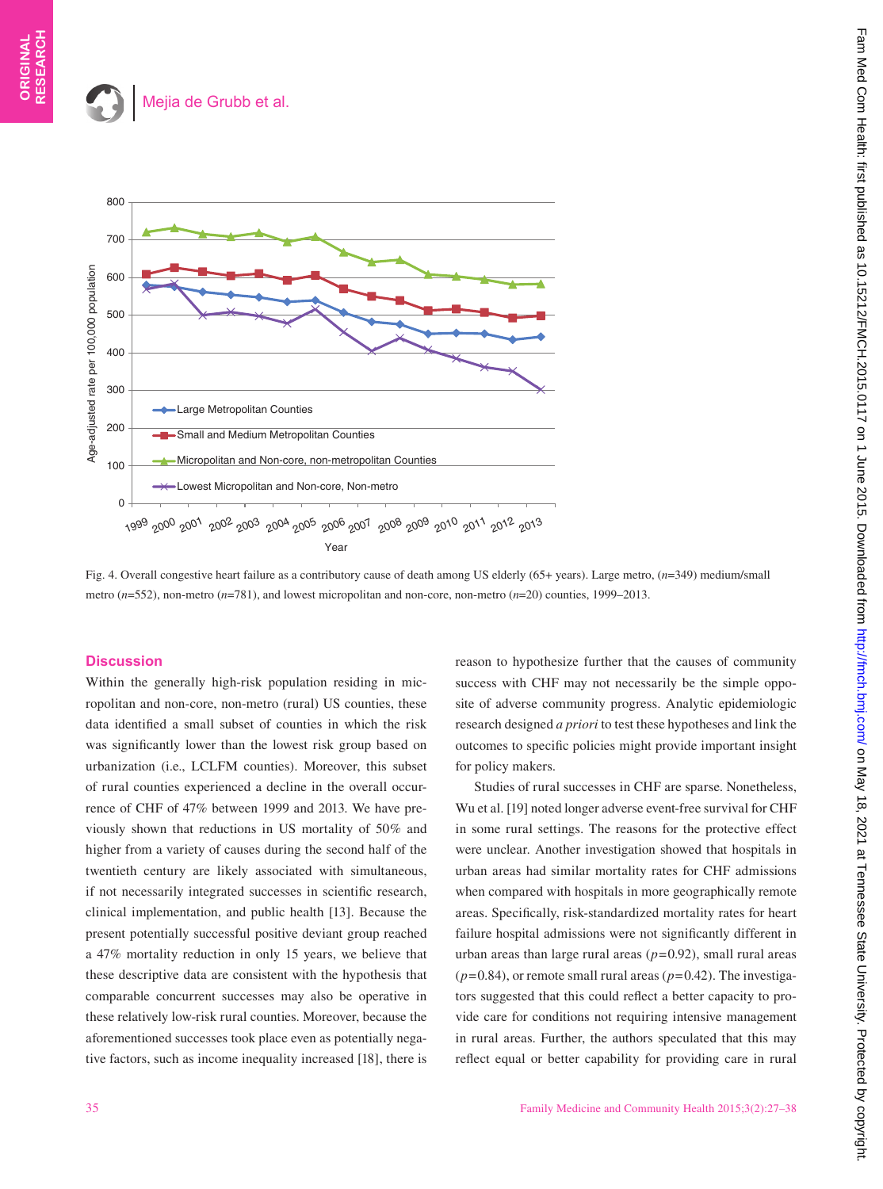Fig. 4. Overall congestive heart failure as a contributory cause of death among US elderly (65+ years). Large metro, ($n$=349) medium/small metro ($n$=552), non-metro ($n$=781), and lowest micropolitan and non-core, non-metro ($n$=20) counties, 1999–2013.

## Discussion

Within the generally high-risk population residing in micropolitan and non-core, non-metro (rural) US counties, these data identified a small subset of counties in which the risk was significantly lower than the lowest risk group based on urbanization (i.e., LCLFM counties). Moreover, this subset of rural counties experienced a decline in the overall occurrence of CHF of 47% between 1999 and 2013. We have previously shown that reductions in US mortality of 50% and higher from a variety of causes during the second half of the twentieth century are likely associated with simultaneous, if not necessarily integrated successes in scientific research, clinical implementation, and public health [13]. Because the present potentially successful positive deviant group reached a 47% mortality reduction in only 15 years, we believe that these descriptive data are consistent with the hypothesis that comparable concurrent successes may also be operative in these relatively low-risk rural counties. Moreover, because the aforementioned successes took place even as potentially negative factors, such as income inequality increased [18], there is reason to hypothesize further that the causes of community success with CHF may not necessarily be the simple opposite of adverse community progress. Analytic epidemiologic research designed *a priori* to test these hypotheses and link the outcomes to specific policies might provide important insight for policy makers.

Studies of rural successes in CHF are sparse. Nonetheless, Wu et al. [19] noted longer adverse event-free survival for CHF in some rural settings. The reasons for the protective effect were unclear. Another investigation showed that hospitals in urban areas had similar mortality rates for CHF admissions when compared with hospitals in more geographically remote areas. Specifically, risk-standardized mortality rates for heart failure hospital admissions were not significantly different in urban areas than large rural areas ($p$=0.92), small rural areas ($p$=0.84), or remote small rural areas ($p$=0.42). The investigators suggested that this could reflect a better capacity to provide care for conditions not requiring intensive management in rural areas. Further, the authors speculated that this may reflect equal or better capability for providing care in rural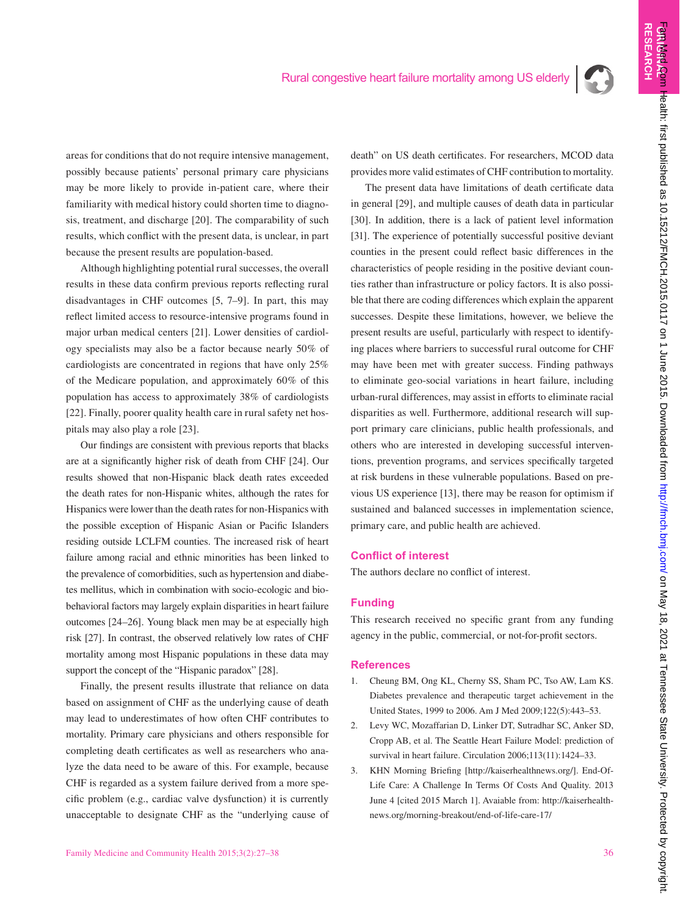areas for conditions that do not require intensive management, possibly because patients' personal primary care physicians may be more likely to provide in-patient care, where their familiarity with medical history could shorten time to diagnosis, treatment, and discharge [20]. The comparability of such results, which conflict with the present data, is unclear, in part because the present results are population-based.

Although highlighting potential rural successes, the overall results in these data confirm previous reports reflecting rural disadvantages in CHF outcomes [5, 7–9]. In part, this may reflect limited access to resource-intensive programs found in major urban medical centers [21]. Lower densities of cardiology specialists may also be a factor because nearly 50% of cardiologists are concentrated in regions that have only 25% of the Medicare population, and approximately 60% of this population has access to approximately 38% of cardiologists [22]. Finally, poorer quality health care in rural safety net hospitals may also play a role [23].

Our findings are consistent with previous reports that blacks are at a significantly higher risk of death from CHF [24]. Our results showed that non-Hispanic black death rates exceeded the death rates for non-Hispanic whites, although the rates for Hispanics were lower than the death rates for non-Hispanics with the possible exception of Hispanic Asian or Pacific Islanders residing outside LCLFM counties. The increased risk of heart failure among racial and ethnic minorities has been linked to the prevalence of comorbidities, such as hypertension and diabetes mellitus, which in combination with socio-ecologic and bio-behavioral factors may largely explain disparities in heart failure outcomes [24–26]. Young black men may be at especially high risk [27]. In contrast, the observed relatively low rates of CHF mortality among most Hispanic populations in these data may support the concept of the "Hispanic paradox" [28].

Finally, the present results illustrate that reliance on data based on assignment of CHF as the underlying cause of death may lead to underestimates of how often CHF contributes to mortality. Primary care physicians and others responsible for completing death certificates as well as researchers who analyze the data need to be aware of this. For example, because CHF is regarded as a system failure derived from a more specific problem (e.g., cardiac valve dysfunction) it is currently unacceptable to designate CHF as the "underlying cause of death" on US death certificates. For researchers, MCOD data provides more valid estimates of CHF contribution to mortality.

The present data have limitations of death certificate data in general [29], and multiple causes of death data in particular [30]. In addition, there is a lack of patient level information [31]. The experience of potentially successful positive deviant counties in the present could reflect basic differences in the characteristics of people residing in the positive deviant counties rather than infrastructure or policy factors. It is also possible that there are coding differences which explain the apparent successes. Despite these limitations, however, we believe the present results are useful, particularly with respect to identifying places where barriers to successful rural outcome for CHF may have been met with greater success. Finding pathways to eliminate geo-social variations in heart failure, including urban-rural differences, may assist in efforts to eliminate racial disparities as well. Furthermore, additional research will support primary care clinicians, public health professionals, and others who are interested in developing successful interventions, prevention programs, and services specifically targeted at risk burdens in these vulnerable populations. Based on previous US experience [13], there may be reason for optimism if sustained and balanced successes in implementation science, primary care, and public health are achieved.

## Conflict of interest

The authors declare no conflict of interest.

## Funding

This research received no specific grant from any funding agency in the public, commercial, or not-for-profit sectors.

## References

1. Cheung BM, Ong KL, Cherny SS, Sham PC, Tso AW, Lam KS. Diabetes prevalence and therapeutic target achievement in the United States, 1999 to 2006. Am J Med 2009;122(5):443–53.
2. Levy WC, Mozaffarian D, Linker DT, Sutradhar SC, Anker SD, Cropp AB, et al. The Seattle Heart Failure Model: prediction of survival in heart failure. Circulation 2006;113(11):1424–33.
3. KHN Morning Briefing [http://kaiserhealthnews.org/]. End-Of-Life Care: A Challenge In Terms Of Costs And Quality. 2013 June 4 [cited 2015 March 1]. Avaiable from: http://kaiserhealthnews.org/morning-breakout/end-of-life-care-17/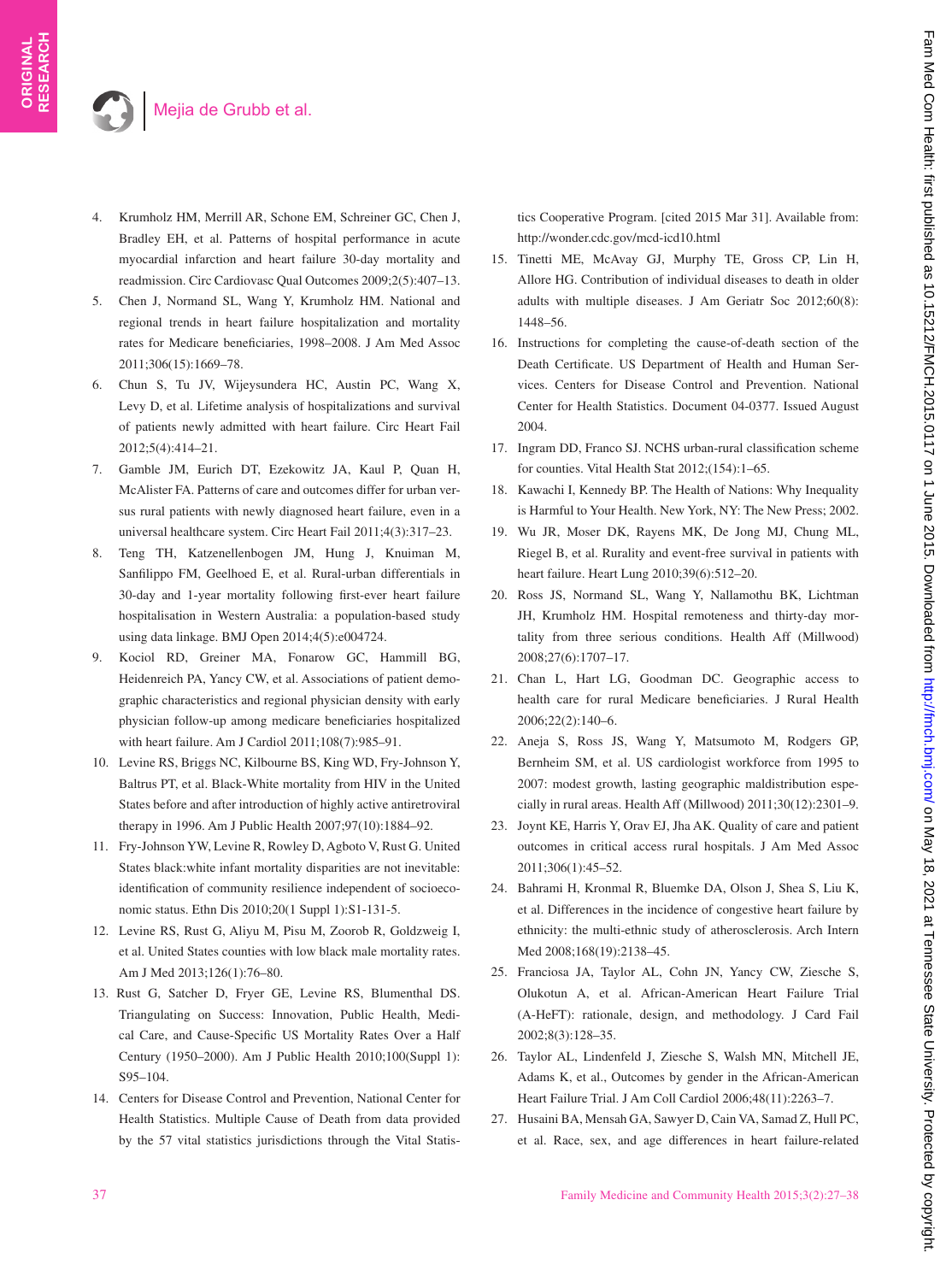4. Krumholz HM, Merrill AR, Schone EM, Schreiner GC, Chen J, Bradley EH, et al. Patterns of hospital performance in acute myocardial infarction and heart failure 30-day mortality and readmission. Circ Cardiovasc Qual Outcomes 2009;2(5):407–13.
5. Chen J, Normand SL, Wang Y, Krumholz HM. National and regional trends in heart failure hospitalization and mortality rates for Medicare beneficiaries, 1998–2008. J Am Med Assoc 2011;306(15):1669–78.
6. Chun S, Tu JV, Wijeysundera HC, Austin PC, Wang X, Levy D, et al. Lifetime analysis of hospitalizations and survival of patients newly admitted with heart failure. Circ Heart Fail 2012;5(4):414–21.
7. Gamble JM, Eurich DT, Ezekowitz JA, Kaul P, Quan H, McAlister FA. Patterns of care and outcomes differ for urban versus rural patients with newly diagnosed heart failure, even in a universal healthcare system. Circ Heart Fail 2011;4(3):317–23.
8. Teng TH, Katzenellenbogen JM, Hung J, Knuiman M, Sanfilippo FM, Geelhoed E, et al. Rural-urban differentials in 30-day and 1-year mortality following first-ever heart failure hospitalisation in Western Australia: a population-based study using data linkage. BMJ Open 2014;4(5):e004724.
9. Kociol RD, Greiner MA, Fonarow GC, Hammill BG, Heidenreich PA, Yancy CW, et al. Associations of patient demographic characteristics and regional physician density with early physician follow-up among medicare beneficiaries hospitalized with heart failure. Am J Cardiol 2011;108(7):985–91.
10. Levine RS, Briggs NC, Kilbourne BS, King WD, Fry-Johnson Y, Baltrus PT, et al. Black-White mortality from HIV in the United States before and after introduction of highly active antiretroviral therapy in 1996. Am J Public Health 2007;97(10):1884–92.
11. Fry-Johnson YW, Levine R, Rowley D, Agboto V, Rust G. United States black:white infant mortality disparities are not inevitable: identification of community resilience independent of socioeconomic status. Ethn Dis 2010;20(1 Suppl 1):S1-131-5.
12. Levine RS, Rust G, Aliyu M, Pisu M, Zoorob R, Goldzweig I, et al. United States counties with low black male mortality rates. Am J Med 2013;126(1):76–80.
13. Rust G, Satcher D, Fryer GE, Levine RS, Blumenthal DS. Triangulating on Success: Innovation, Public Health, Medical Care, and Cause-Specific US Mortality Rates Over a Half Century (1950–2000). Am J Public Health 2010;100(Suppl 1):S95–104.
14. Centers for Disease Control and Prevention, National Center for Health Statistics. Multiple Cause of Death from data provided by the 57 vital statistics jurisdictions through the Vital Statistics Cooperative Program. [cited 2015 Mar 31]. Available from: http://wonder.cdc.gov/mcd-icd10.html
15. Tinetti ME, McAvay GJ, Murphy TE, Gross CP, Lin H, Allore HG. Contribution of individual diseases to death in older adults with multiple diseases. J Am Geriatr Soc 2012;60(8):1448–56.
16. Instructions for completing the cause-of-death section of the Death Certificate. US Department of Health and Human Services. Centers for Disease Control and Prevention. National Center for Health Statistics. Document 04-0377. Issued August 2004.
17. Ingram DD, Franco SJ. NCHS urban-rural classification scheme for counties. Vital Health Stat 2012;(154):1–65.
18. Kawachi I, Kennedy BP. The Health of Nations: Why Inequality is Harmful to Your Health. New York, NY: The New Press; 2002.
19. Wu JR, Moser DK, Rayens MK, De Jong MJ, Chung ML, Riegel B, et al. Rurality and event-free survival in patients with heart failure. Heart Lung 2010;39(6):512–20.
20. Ross JS, Normand SL, Wang Y, Nallamothu BK, Lichtman JH, Krumholz HM. Hospital remoteness and thirty-day mortality from three serious conditions. Health Aff (Millwood) 2008;27(6):1707–17.
21. Chan L, Hart LG, Goodman DC. Geographic access to health care for rural Medicare beneficiaries. J Rural Health 2006;22(2):140–6.
22. Aneja S, Ross JS, Wang Y, Matsumoto M, Rodgers GP, Bernheim SM, et al. US cardiologist workforce from 1995 to 2007: modest growth, lasting geographic maldistribution especially in rural areas. Health Aff (Millwood) 2011;30(12):2301–9.
23. Joynt KE, Harris Y, Orav EJ, Jha AK. Quality of care and patient outcomes in critical access rural hospitals. J Am Med Assoc 2011;306(1):45–52.
24. Bahrami H, Kronmal R, Bluemke DA, Olson J, Shea S, Liu K, et al. Differences in the incidence of congestive heart failure by ethnicity: the multi-ethnic study of atherosclerosis. Arch Intern Med 2008;168(19):2138–45.
25. Franciosa JA, Taylor AL, Cohn JN, Yancy CW, Ziesche S, Olukotun A, et al. African-American Heart Failure Trial (A-HeFT): rationale, design, and methodology. J Card Fail 2002;8(3):128–35.
26. Taylor AL, Lindenfeld J, Ziesche S, Walsh MN, Mitchell JE, Adams K, et al., Outcomes by gender in the African-American Heart Failure Trial. J Am Coll Cardiol 2006;48(11):2263–7.
27. Husaini BA, Mensah GA, Sawyer D, Cain VA, Samad Z, Hull PC, et al. Race, sex, and age differences in heart failure-related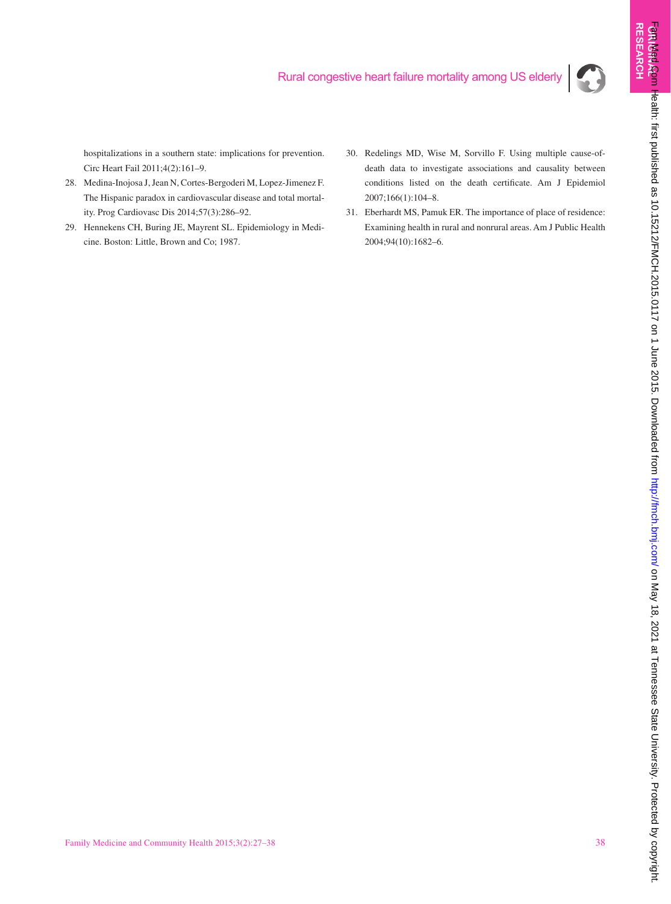hospitalizations in a southern state: implications for prevention. Circ Heart Fail 2011;4(2):161–9.

28. Medina-Inojosa J, Jean N, Cortes-Bergoderi M, Lopez-Jimenez F. The Hispanic paradox in cardiovascular disease and total mortality. Prog Cardiovasc Dis 2014;57(3):286–92.
29. Hennekens CH, Buring JE, Mayrent SL. Epidemiology in Medicine. Boston: Little, Brown and Co; 1987.
30. Redelings MD, Wise M, Sorvillo F. Using multiple cause-of-death data to investigate associations and causality between conditions listed on the death certificate. Am J Epidemiol 2007;166(1):104–8.
31. Eberhardt MS, Pamuk ER. The importance of place of residence: Examining health in rural and nonrural areas. Am J Public Health 2004;94(10):1682–6.